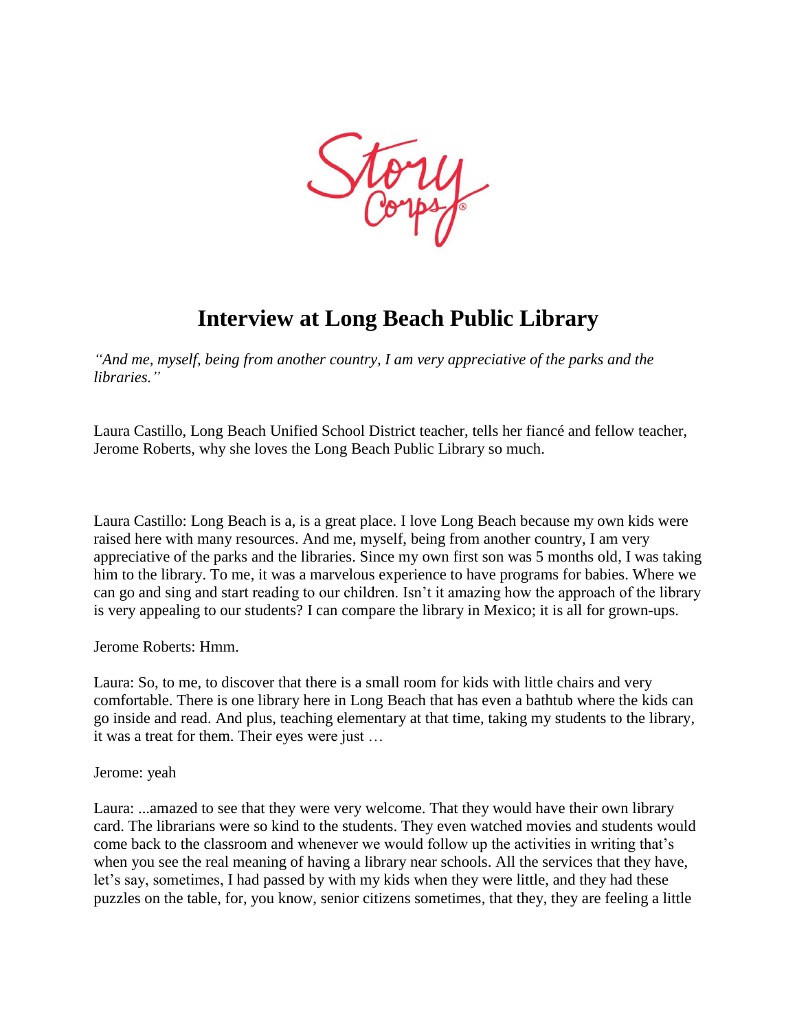# Interview at Long Beach Public Library

*"And me, myself, being from another country, I am very appreciative of the parks and the libraries."*

Laura Castillo, Long Beach Unified School District teacher, tells her fiancé and fellow teacher, Jerome Roberts, why she loves the Long Beach Public Library so much.

Laura Castillo: Long Beach is a, is a great place. I love Long Beach because my own kids were raised here with many resources. And me, myself, being from another country, I am very appreciative of the parks and the libraries. Since my own first son was 5 months old, I was taking him to the library. To me, it was a marvelous experience to have programs for babies. Where we can go and sing and start reading to our children. Isn't it amazing how the approach of the library is very appealing to our students? I can compare the library in Mexico; it is all for grown-ups.

Jerome Roberts: Hmm.

Laura: So, to me, to discover that there is a small room for kids with little chairs and very comfortable. There is one library here in Long Beach that has even a bathtub where the kids can go inside and read. And plus, teaching elementary at that time, taking my students to the library, it was a treat for them. Their eyes were just …

Jerome: yeah

Laura: ...amazed to see that they were very welcome. That they would have their own library card. The librarians were so kind to the students. They even watched movies and students would come back to the classroom and whenever we would follow up the activities in writing that's when you see the real meaning of having a library near schools. All the services that they have, let's say, sometimes, I had passed by with my kids when they were little, and they had these puzzles on the table, for, you know, senior citizens sometimes, that they, they are feeling a little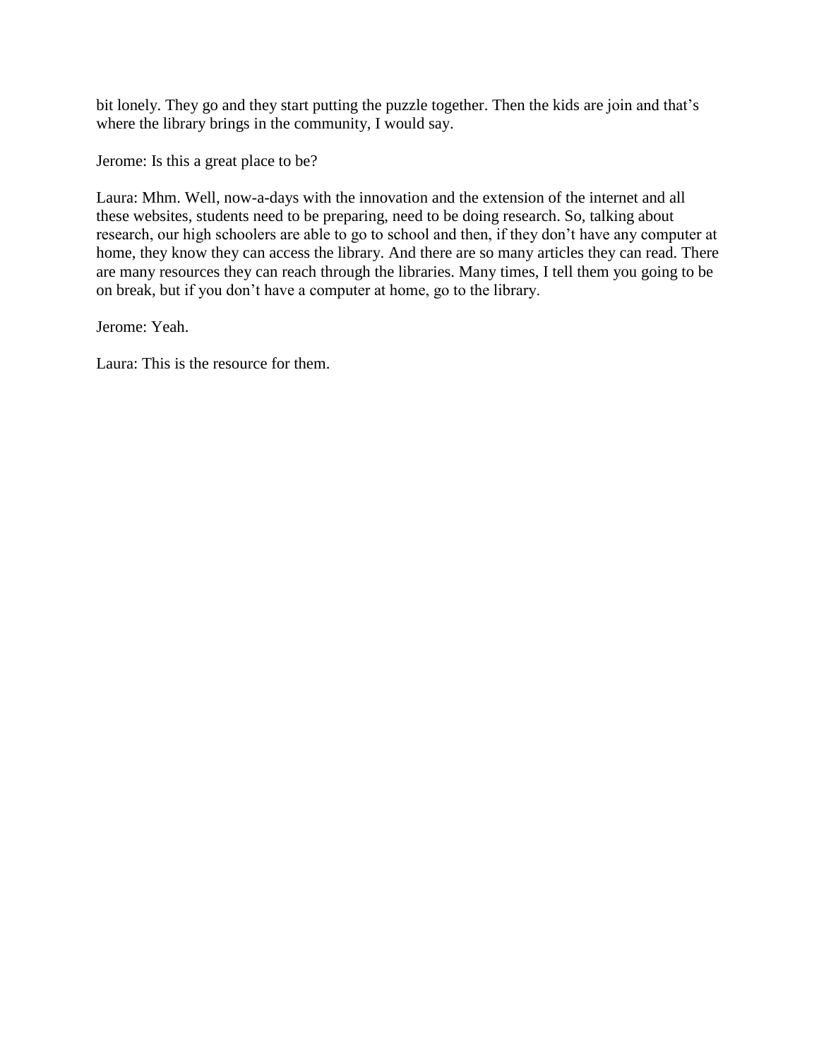bit lonely. They go and they start putting the puzzle together. Then the kids are join and that's where the library brings in the community, I would say.

Jerome: Is this a great place to be?

Laura: Mhm. Well, now-a-days with the innovation and the extension of the internet and all these websites, students need to be preparing, need to be doing research. So, talking about research, our high schoolers are able to go to school and then, if they don't have any computer at home, they know they can access the library. And there are so many articles they can read. There are many resources they can reach through the libraries. Many times, I tell them you going to be on break, but if you don't have a computer at home, go to the library.

Jerome: Yeah.

Laura: This is the resource for them.